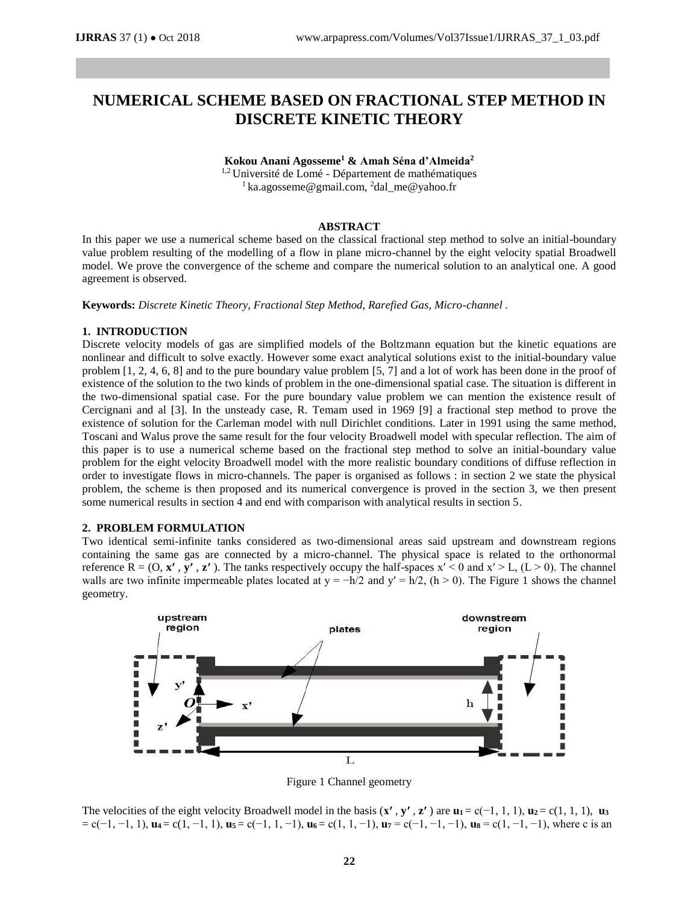# NUMERICAL SCHEME BASED ON FRACTIONAL STEP METHOD IN DISCRETE KINETIC THEORY

**Kokou Anani Agosseme[1] & Amah Séna d'Almeida[2]**

[1,2] Université de Lomé - Département de mathématiques

[1] ka.agosseme@gmail.com, [2] dal_me@yahoo.fr

## ABSTRACT

In this paper we use a numerical scheme based on the classical fractional step method to solve an initial-boundary value problem resulting of the modelling of a flow in plane micro-channel by the eight velocity spatial Broadwell model. We prove the convergence of the scheme and compare the numerical solution to an analytical one. A good agreement is observed.

**Keywords:** *Discrete Kinetic Theory, Fractional Step Method, Rarefied Gas, Micro-channel .*

## 1. INTRODUCTION

Discrete velocity models of gas are simplified models of the Boltzmann equation but the kinetic equations are nonlinear and difficult to solve exactly. However some exact analytical solutions exist to the initial-boundary value problem [1, 2, 4, 6, 8] and to the pure boundary value problem [5, 7] and a lot of work has been done in the proof of existence of the solution to the two kinds of problem in the one-dimensional spatial case. The situation is different in the two-dimensional spatial case. For the pure boundary value problem we can mention the existence result of Cercignani and al [3]. In the unsteady case, R. Temam used in 1969 [9] a fractional step method to prove the existence of solution for the Carleman model with null Dirichlet conditions. Later in 1991 using the same method, Toscani and Walus prove the same result for the four velocity Broadwell model with specular reflection. The aim of this paper is to use a numerical scheme based on the fractional step method to solve an initial-boundary value problem for the eight velocity Broadwell model with the more realistic boundary conditions of diffuse reflection in order to investigate flows in micro-channels. The paper is organised as follows : in section 2 we state the physical problem, the scheme is then proposed and its numerical convergence is proved in the section 3, we then present some numerical results in section 4 and end with comparison with analytical results in section 5.

## 2. PROBLEM FORMULATION

Two identical semi-infinite tanks considered as two-dimensional areas said upstream and downstream regions containing the same gas are connected by a micro-channel. The physical space is related to the orthonormal reference $R = (O, \mathbf{x'}, \mathbf{y'}, \mathbf{z'})$. The tanks respectively occupy the half-spaces $x' < 0$ and $x' > L$, $(L > 0)$. The channel walls are two infinite impermeable plates located at $y = -h/2$ and $y' = h/2$, $(h > 0)$. The Figure 1 shows the channel geometry.

Figure 1 Channel geometry

The velocities of the eight velocity Broadwell model in the basis $(\mathbf{x'}, \mathbf{y'}, \mathbf{z'})$ are $\mathbf{u_1} = c(-1, 1, 1)$, $\mathbf{u_2} = c(1, 1, 1)$, $\mathbf{u_3} = c(-1, -1, 1)$, $\mathbf{u_4} = c(1, -1, 1)$, $\mathbf{u_5} = c(-1, 1, -1)$, $\mathbf{u_6} = c(1, 1, -1)$, $\mathbf{u_7} = c(-1, -1, -1)$, $\mathbf{u_8} = c(1, -1, -1)$, where c is an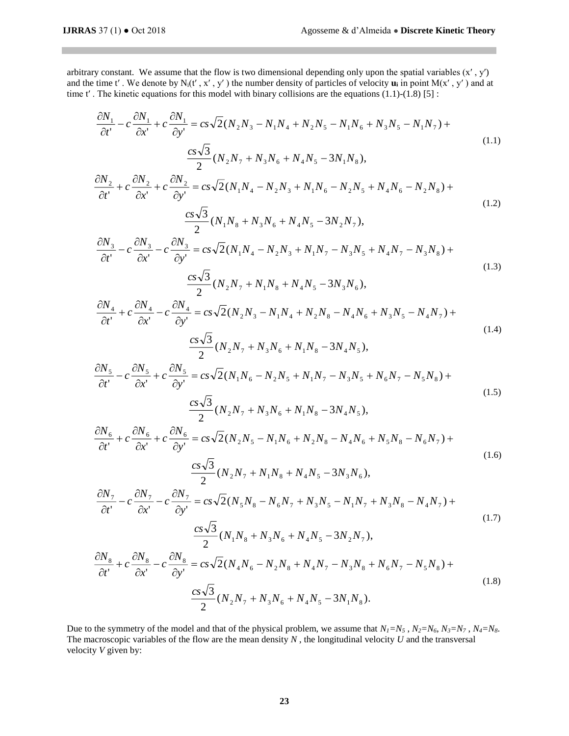arbitrary constant. We assume that the flow is two dimensional depending only upon the spatial variables $(x', y')$ and the time $t'$. We denote by $N_i(t', x', y')$ the number density of particles of velocity $\mathbf{u_i}$ in point $M(x', y')$ and at time $t'$. The kinetic equations for this model with binary collisions are the equations (1.1)-(1.8) [5] :

$$\frac{\partial N_1}{\partial t'} - c\frac{\partial N_1}{\partial x'} + c\frac{\partial N_1}{\partial y'} = cs\sqrt{2}(N_2N_3 - N_1N_4 + N_2N_5 - N_1N_6 + N_3N_5 - N_1N_7) + \frac{cs\sqrt{3}}{2}(N_2N_7 + N_3N_6 + N_4N_5 - 3N_1N_8), \tag{1.1}$$

$$\frac{\partial N_2}{\partial t'} + c\frac{\partial N_2}{\partial x'} + c\frac{\partial N_2}{\partial y'} = cs\sqrt{2}(N_1N_4 - N_2N_3 + N_1N_6 - N_2N_5 + N_4N_6 - N_2N_8) + \frac{cs\sqrt{3}}{2}(N_1N_8 + N_3N_6 + N_4N_5 - 3N_2N_7), \tag{1.2}$$

$$\frac{\partial N_3}{\partial t'} - c\frac{\partial N_3}{\partial x'} - c\frac{\partial N_3}{\partial y'} = cs\sqrt{2}(N_1N_4 - N_2N_3 + N_1N_7 - N_3N_5 + N_4N_7 - N_3N_8) + \frac{cs\sqrt{3}}{2}(N_2N_7 + N_1N_8 + N_4N_5 - 3N_3N_6), \tag{1.3}$$

$$\frac{\partial N_4}{\partial t'} + c\frac{\partial N_4}{\partial x'} - c\frac{\partial N_4}{\partial y'} = cs\sqrt{2}(N_2N_3 - N_1N_4 + N_2N_8 - N_4N_6 + N_3N_5 - N_4N_7) + \frac{cs\sqrt{3}}{2}(N_2N_7 + N_3N_6 + N_1N_8 - 3N_4N_5), \tag{1.4}$$

$$\frac{\partial N_5}{\partial t'} - c\frac{\partial N_5}{\partial x'} + c\frac{\partial N_5}{\partial y'} = cs\sqrt{2}(N_1N_6 - N_2N_5 + N_1N_7 - N_3N_5 + N_6N_7 - N_5N_8) + \frac{cs\sqrt{3}}{2}(N_2N_7 + N_3N_6 + N_1N_8 - 3N_4N_5), \tag{1.5}$$

$$\frac{\partial N_6}{\partial t'} + c\frac{\partial N_6}{\partial x'} + c\frac{\partial N_6}{\partial y'} = cs\sqrt{2}(N_2N_5 - N_1N_6 + N_2N_8 - N_4N_6 + N_5N_8 - N_6N_7) + \frac{cs\sqrt{3}}{2}(N_2N_7 + N_1N_8 + N_4N_5 - 3N_3N_6), \tag{1.6}$$

$$\frac{\partial N_7}{\partial t'} - c\frac{\partial N_7}{\partial x'} - c\frac{\partial N_7}{\partial y'} = cs\sqrt{2}(N_5N_8 - N_6N_7 + N_3N_5 - N_1N_7 + N_3N_8 - N_4N_7) + \frac{cs\sqrt{3}}{2}(N_1N_8 + N_3N_6 + N_4N_5 - 3N_2N_7), \tag{1.7}$$

$$\frac{\partial N_8}{\partial t'} + c\frac{\partial N_8}{\partial x'} - c\frac{\partial N_8}{\partial y'} = cs\sqrt{2}(N_4N_6 - N_2N_8 + N_4N_7 - N_3N_8 + N_6N_7 - N_5N_8) + \frac{cs\sqrt{3}}{2}(N_2N_7 + N_3N_6 + N_4N_5 - 3N_1N_8). \tag{1.8}$$

Due to the symmetry of the model and that of the physical problem, we assume that $N_1=N_5$, $N_2=N_6$, $N_3=N_7$, $N_4=N_8$. The macroscopic variables of the flow are the mean density $N$, the longitudinal velocity $U$ and the transversal velocity $V$ given by: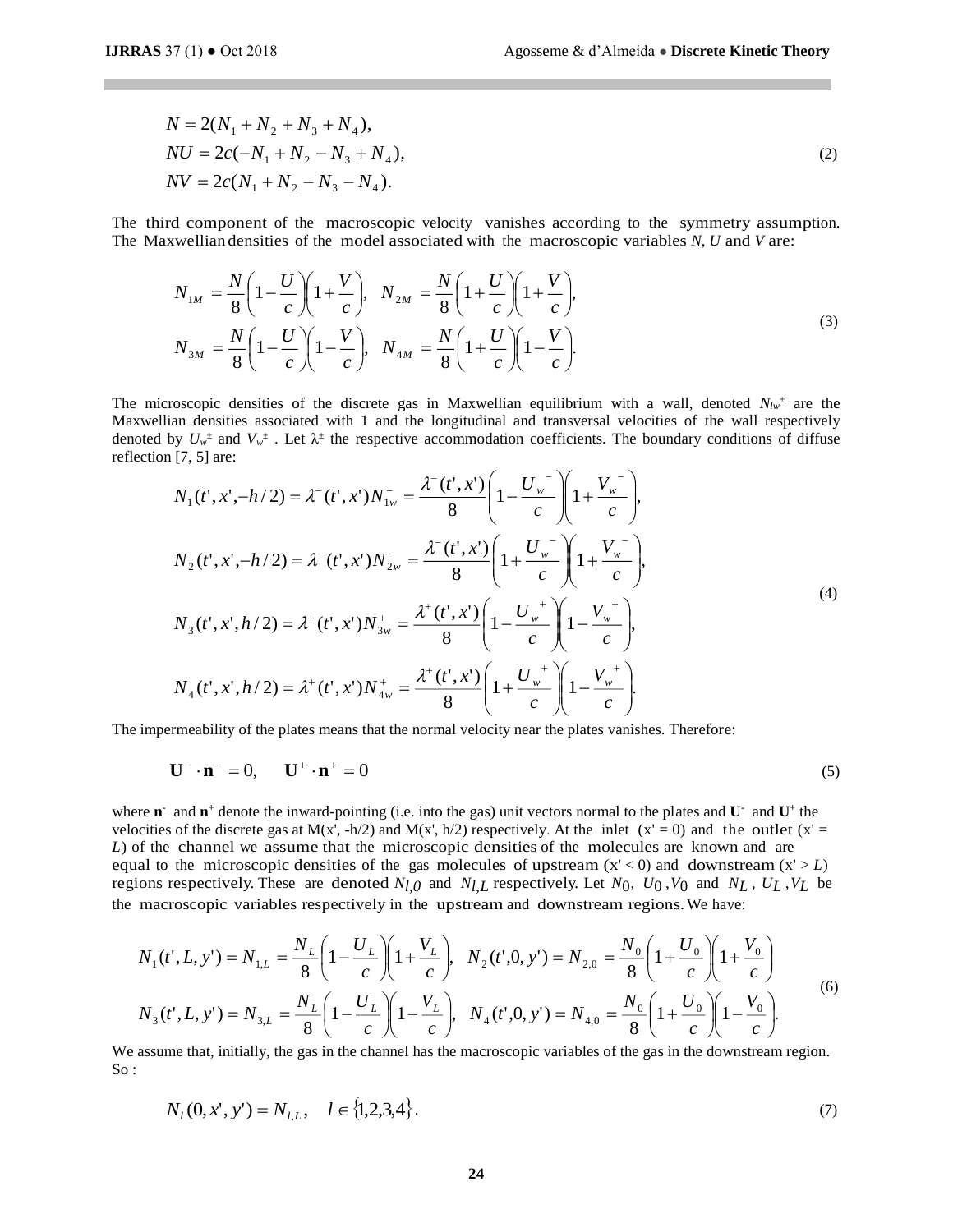$$
\begin{aligned}
N &= 2(N_1 + N_2 + N_3 + N_4), \\
NU &= 2c(-N_1 + N_2 - N_3 + N_4), \\
NV &= 2c(N_1 + N_2 - N_3 - N_4).
\end{aligned}
\tag{2}
$$

The third component of the macroscopic velocity vanishes according to the symmetry assumption. The Maxwellian densities of the model associated with the macroscopic variables $N$, $U$ and $V$ are:

$$
\begin{aligned}
N_{1M} &= \frac{N}{8}\left(1-\frac{U}{c}\right)\left(1+\frac{V}{c}\right), \quad N_{2M} = \frac{N}{8}\left(1+\frac{U}{c}\right)\left(1+\frac{V}{c}\right), \\
N_{3M} &= \frac{N}{8}\left(1-\frac{U}{c}\right)\left(1-\frac{V}{c}\right), \quad N_{4M} = \frac{N}{8}\left(1+\frac{U}{c}\right)\left(1-\frac{V}{c}\right).
\end{aligned}
\tag{3}
$$

The microscopic densities of the discrete gas in Maxwellian equilibrium with a wall, denoted $N_{lw}^{\pm}$ are the Maxwellian densities associated with 1 and the longitudinal and transversal velocities of the wall respectively denoted by $U_w^{\pm}$ and $V_w^{\pm}$ . Let $\lambda^{\pm}$ the respective accommodation coefficients. The boundary conditions of diffuse reflection [7, 5] are:

$$
\begin{aligned}
N_1(t',x',-h/2) &= \lambda^-(t',x')N_{1w}^- = \frac{\lambda^-(t',x')}{8}\left(1-\frac{U_w^-}{c}\right)\left(1+\frac{V_w^-}{c}\right), \\
N_2(t',x',-h/2) &= \lambda^-(t',x')N_{2w}^- = \frac{\lambda^-(t',x')}{8}\left(1+\frac{U_w^-}{c}\right)\left(1+\frac{V_w^-}{c}\right), \\
N_3(t',x',h/2) &= \lambda^+(t',x')N_{3w}^+ = \frac{\lambda^+(t',x')}{8}\left(1-\frac{U_w^+}{c}\right)\left(1-\frac{V_w^+}{c}\right), \\
N_4(t',x',h/2) &= \lambda^+(t',x')N_{4w}^+ = \frac{\lambda^+(t',x')}{8}\left(1+\frac{U_w^+}{c}\right)\left(1-\frac{V_w^+}{c}\right).
\end{aligned}
\tag{4}
$$

The impermeability of the plates means that the normal velocity near the plates vanishes. Therefore:

$$
\mathbf{U}^- \cdot \mathbf{n}^- = 0, \qquad \mathbf{U}^+ \cdot \mathbf{n}^+ = 0 \tag{5}
$$

where $\mathbf{n}^-$ and $\mathbf{n}^+$ denote the inward-pointing (i.e. into the gas) unit vectors normal to the plates and $\mathbf{U}^-$ and $\mathbf{U}^+$ the velocities of the discrete gas at M(x', -h/2) and M(x', h/2) respectively. At the inlet (x' = 0) and the outlet (x' = $L$) of the channel we assume that the microscopic densities of the molecules are known and are equal to the microscopic densities of the gas molecules of upstream (x' < 0) and downstream (x' > $L$) regions respectively. These are denoted $N_{l,0}$ and $N_{l,L}$ respectively. Let $N_0$, $U_0$ ,$V_0$ and $N_L$ , $U_L$ ,$V_L$ be the macroscopic variables respectively in the upstream and downstream regions. We have:

$$
\begin{aligned}
N_1(t',L,y') &= N_{1,L} = \frac{N_L}{8}\left(1-\frac{U_L}{c}\right)\left(1+\frac{V_L}{c}\right), \quad N_2(t',0,y') = N_{2,0} = \frac{N_0}{8}\left(1+\frac{U_0}{c}\right)\left(1+\frac{V_0}{c}\right) \\
N_3(t',L,y') &= N_{3,L} = \frac{N_L}{8}\left(1-\frac{U_L}{c}\right)\left(1-\frac{V_L}{c}\right), \quad N_4(t',0,y') = N_{4,0} = \frac{N_0}{8}\left(1+\frac{U_0}{c}\right)\left(1-\frac{V_0}{c}\right).
\end{aligned}
\tag{6}
$$

We assume that, initially, the gas in the channel has the macroscopic variables of the gas in the downstream region. So :

$$
N_l(0,x',y') = N_{l,L}, \quad l \in \{1,2,3,4\}. \tag{7}
$$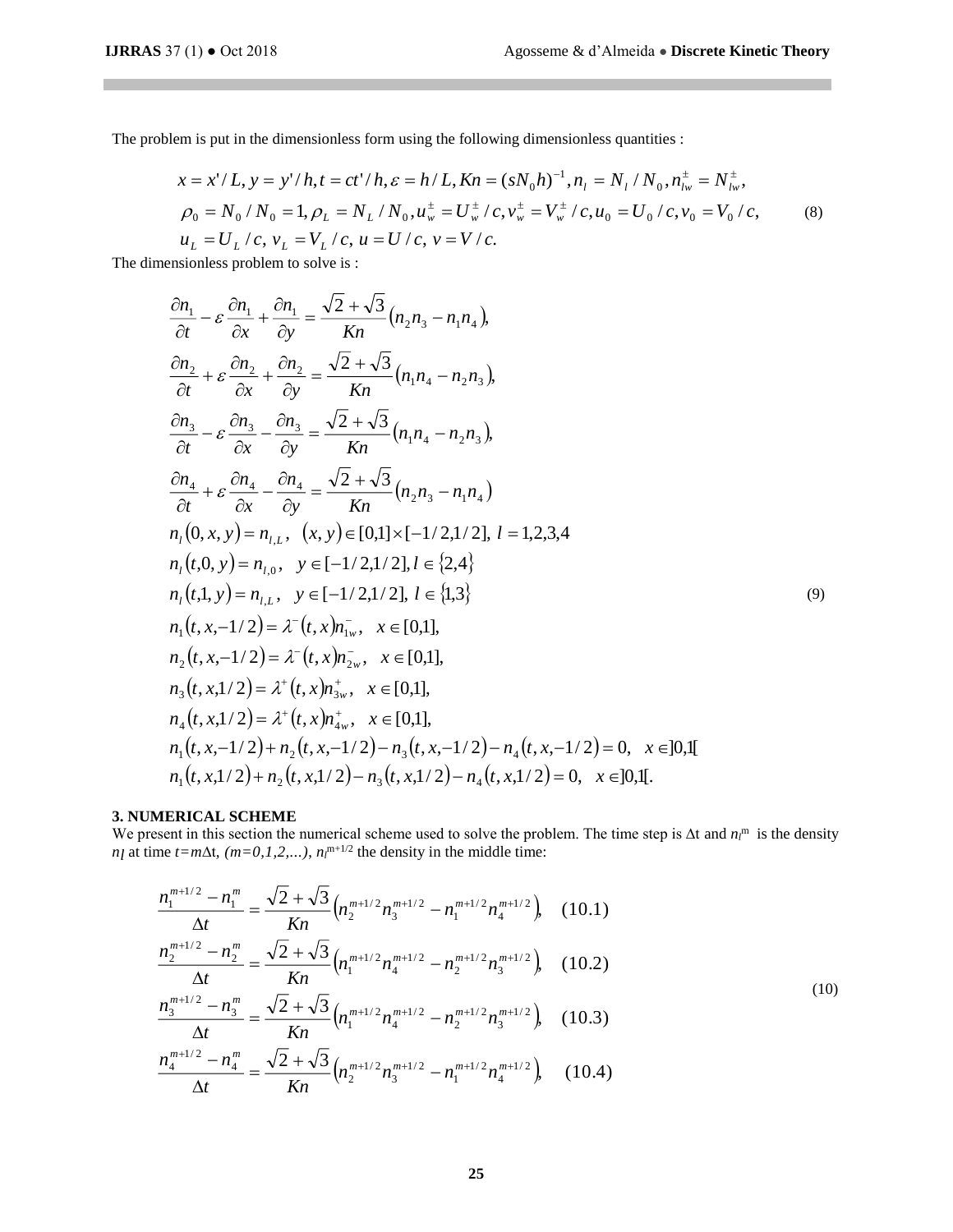The problem is put in the dimensionless form using the following dimensionless quantities :

$$
\begin{aligned}
& x = x'/L, y = y'/h, t = ct'/h, \varepsilon = h/L, Kn = (sN_0 h)^{-1}, n_l = N_l / N_0, n_{lw}^{\pm} = N_{lw}^{\pm}, \\
& \rho_0 = N_0 / N_0 = 1, \rho_L = N_L / N_0, u_w^{\pm} = U_w^{\pm} / c, v_w^{\pm} = V_w^{\pm} / c, u_0 = U_0 / c, v_0 = V_0 / c, \\
& u_L = U_L / c, v_L = V_L / c, u = U / c, v = V / c.
\end{aligned} \tag{8}
$$

The dimensionless problem to solve is :

$$
\begin{aligned}
& \frac{\partial n_1}{\partial t} - \varepsilon \frac{\partial n_1}{\partial x} + \frac{\partial n_1}{\partial y} = \frac{\sqrt{2}+\sqrt{3}}{Kn}(n_2 n_3 - n_1 n_4), \\
& \frac{\partial n_2}{\partial t} + \varepsilon \frac{\partial n_2}{\partial x} + \frac{\partial n_2}{\partial y} = \frac{\sqrt{2}+\sqrt{3}}{Kn}(n_1 n_4 - n_2 n_3), \\
& \frac{\partial n_3}{\partial t} - \varepsilon \frac{\partial n_3}{\partial x} - \frac{\partial n_3}{\partial y} = \frac{\sqrt{2}+\sqrt{3}}{Kn}(n_1 n_4 - n_2 n_3), \\
& \frac{\partial n_4}{\partial t} + \varepsilon \frac{\partial n_4}{\partial x} - \frac{\partial n_4}{\partial y} = \frac{\sqrt{2}+\sqrt{3}}{Kn}(n_2 n_3 - n_1 n_4) \\
& n_l(0,x,y) = n_{l,L}, \quad (x,y) \in [0,1] \times [-1/2, 1/2], \ l = 1,2,3,4 \\
& n_l(t,0,y) = n_{l,0}, \quad y \in [-1/2, 1/2], l \in \{2,4\} \\
& n_l(t,1,y) = n_{l,L}, \quad y \in [-1/2, 1/2], \ l \in \{1,3\} \\
& n_1(t,x,-1/2) = \lambda^-(t,x) n_{1w}^-, \quad x \in [0,1], \\
& n_2(t,x,-1/2) = \lambda^-(t,x) n_{2w}^-, \quad x \in [0,1], \\
& n_3(t,x,1/2) = \lambda^+(t,x) n_{3w}^+, \quad x \in [0,1], \\
& n_4(t,x,1/2) = \lambda^+(t,x) n_{4w}^+, \quad x \in [0,1], \\
& n_1(t,x,-1/2) + n_2(t,x,-1/2) - n_3(t,x,-1/2) - n_4(t,x,-1/2) = 0, \quad x \in ]0,1[ \\
& n_1(t,x,1/2) + n_2(t,x,1/2) - n_3(t,x,1/2) - n_4(t,x,1/2) = 0, \quad x \in ]0,1[.
\end{aligned} \tag{9}
$$

### 3. NUMERICAL SCHEME

We present in this section the numerical scheme used to solve the problem. The time step is $\Delta t$ and $n_l^m$ is the density $n_l$ at time $t = m\Delta t$, $(m = 0,1,2,\ldots)$, $n_l^{m+1/2}$ the density in the middle time:

$$
\begin{aligned}
& \frac{n_1^{m+1/2} - n_1^m}{\Delta t} = \frac{\sqrt{2}+\sqrt{3}}{Kn}\left(n_2^{m+1/2} n_3^{m+1/2} - n_1^{m+1/2} n_4^{m+1/2}\right), \quad (10.1) \\
& \frac{n_2^{m+1/2} - n_2^m}{\Delta t} = \frac{\sqrt{2}+\sqrt{3}}{Kn}\left(n_1^{m+1/2} n_4^{m+1/2} - n_2^{m+1/2} n_3^{m+1/2}\right), \quad (10.2) \\
& \frac{n_3^{m+1/2} - n_3^m}{\Delta t} = \frac{\sqrt{2}+\sqrt{3}}{Kn}\left(n_1^{m+1/2} n_4^{m+1/2} - n_2^{m+1/2} n_3^{m+1/2}\right), \quad (10.3) \\
& \frac{n_4^{m+1/2} - n_4^m}{\Delta t} = \frac{\sqrt{2}+\sqrt{3}}{Kn}\left(n_2^{m+1/2} n_3^{m+1/2} - n_1^{m+1/2} n_4^{m+1/2}\right), \quad (10.4)
\end{aligned} \tag{10}
$$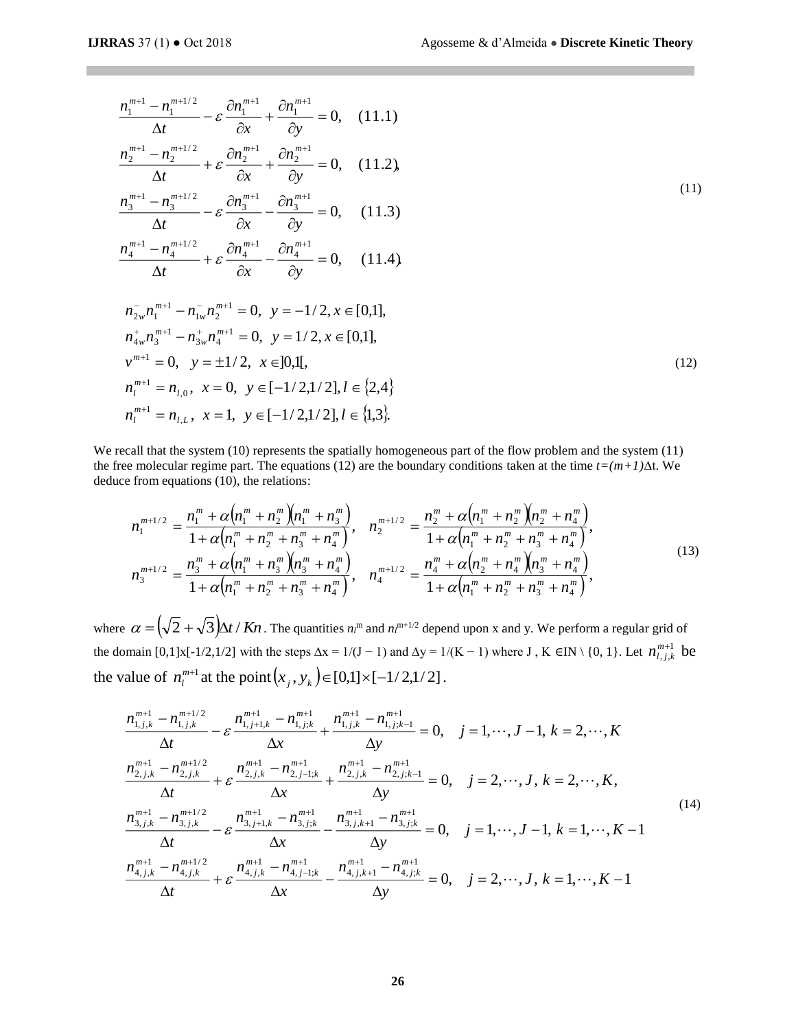$$
\begin{aligned}
&\frac{n_1^{m+1}-n_1^{m+1/2}}{\Delta t}-\varepsilon\frac{\partial n_1^{m+1}}{\partial x}+\frac{\partial n_1^{m+1}}{\partial y}=0, \quad (11.1)\\
&\frac{n_2^{m+1}-n_2^{m+1/2}}{\Delta t}+\varepsilon\frac{\partial n_2^{m+1}}{\partial x}+\frac{\partial n_2^{m+1}}{\partial y}=0, \quad (11.2),\\
&\frac{n_3^{m+1}-n_3^{m+1/2}}{\Delta t}-\varepsilon\frac{\partial n_3^{m+1}}{\partial x}-\frac{\partial n_3^{m+1}}{\partial y}=0, \quad (11.3)\\
&\frac{n_4^{m+1}-n_4^{m+1/2}}{\Delta t}+\varepsilon\frac{\partial n_4^{m+1}}{\partial x}-\frac{\partial n_4^{m+1}}{\partial y}=0, \quad (11.4).
\end{aligned}
\tag{11}
$$

$$
\begin{aligned}
&n_{2w}^{-}n_1^{m+1}-n_{1w}^{-}n_2^{m+1}=0, \;\; y=-1/2, x\in[0,1],\\
&n_{4w}^{+}n_3^{m+1}-n_{3w}^{+}n_4^{m+1}=0, \;\; y=1/2, x\in[0,1],\\
&v^{m+1}=0, \;\; y=\pm 1/2, \;\; x\in]0,1[,\\
&n_l^{m+1}=n_{l,0}, \;\; x=0, \;\; y\in[-1/2,1/2], l\in\{2,4\}\\
&n_l^{m+1}=n_{l,L}, \;\; x=1, \;\; y\in[-1/2,1/2], l\in\{1,3\}.
\end{aligned}
\tag{12}
$$

We recall that the system (10) represents the spatially homogeneous part of the flow problem and the system (11) the free molecular regime part. The equations (12) are the boundary conditions taken at the time $t=(m+1)\Delta t$. We deduce from equations (10), the relations:

$$
\begin{aligned}
&n_1^{m+1/2}=\frac{n_1^m+\alpha\left(n_1^m+n_2^m\right)\left(n_1^m+n_3^m\right)}{1+\alpha\left(n_1^m+n_2^m+n_3^m+n_4^m\right)}, \quad n_2^{m+1/2}=\frac{n_2^m+\alpha\left(n_1^m+n_2^m\right)\left(n_2^m+n_4^m\right)}{1+\alpha\left(n_1^m+n_2^m+n_3^m+n_4^m\right)},\\
&n_3^{m+1/2}=\frac{n_3^m+\alpha\left(n_1^m+n_3^m\right)\left(n_3^m+n_4^m\right)}{1+\alpha\left(n_1^m+n_2^m+n_3^m+n_4^m\right)}, \quad n_4^{m+1/2}=\frac{n_4^m+\alpha\left(n_2^m+n_4^m\right)\left(n_3^m+n_4^m\right)}{1+\alpha\left(n_1^m+n_2^m+n_3^m+n_4^m\right)},
\end{aligned}
\tag{13}
$$

where $\alpha=\left(\sqrt{2}+\sqrt{3}\right)\Delta t/Kn$. The quantities $n_l^m$ and $n_l^{m+1/2}$ depend upon x and y. We perform a regular grid of the domain $[0,1]\times[-1/2,1/2]$ with the steps $\Delta x = 1/(J-1)$ and $\Delta y = 1/(K-1)$ where $J, K \in \mathbb{N}\setminus\{0,1\}$. Let $n_{l,j,k}^{m+1}$ be the value of $n_l^{m+1}$ at the point $(x_j, y_k)\in[0,1]\times[-1/2,1/2]$.

$$
\begin{aligned}
&\frac{n_{1,j,k}^{m+1}-n_{1,j,k}^{m+1/2}}{\Delta t}-\varepsilon\frac{n_{1,j+1,k}^{m+1}-n_{1,j;k}^{m+1}}{\Delta x}+\frac{n_{1,j,k}^{m+1}-n_{1,j;k-1}^{m+1}}{\Delta y}=0, \quad j=1,\cdots,J-1,\; k=2,\cdots,K\\
&\frac{n_{2,j,k}^{m+1}-n_{2,j,k}^{m+1/2}}{\Delta t}+\varepsilon\frac{n_{2,j,k}^{m+1}-n_{2,j-1;k}^{m+1}}{\Delta x}+\frac{n_{2,j,k}^{m+1}-n_{2,j;k-1}^{m+1}}{\Delta y}=0, \quad j=2,\cdots,J,\; k=2,\cdots,K,\\
&\frac{n_{3,j,k}^{m+1}-n_{3,j,k}^{m+1/2}}{\Delta t}-\varepsilon\frac{n_{3,j+1,k}^{m+1}-n_{3,j;k}^{m+1}}{\Delta x}-\frac{n_{3,j,k+1}^{m+1}-n_{3,j;k}^{m+1}}{\Delta y}=0, \quad j=1,\cdots,J-1,\; k=1,\cdots,K-1\\
&\frac{n_{4,j,k}^{m+1}-n_{4,j,k}^{m+1/2}}{\Delta t}+\varepsilon\frac{n_{4,j,k}^{m+1}-n_{4,j-1;k}^{m+1}}{\Delta x}-\frac{n_{4,j,k+1}^{m+1}-n_{4,j;k}^{m+1}}{\Delta y}=0, \quad j=2,\cdots,J,\; k=1,\cdots,K-1
\end{aligned}
\tag{14}
$$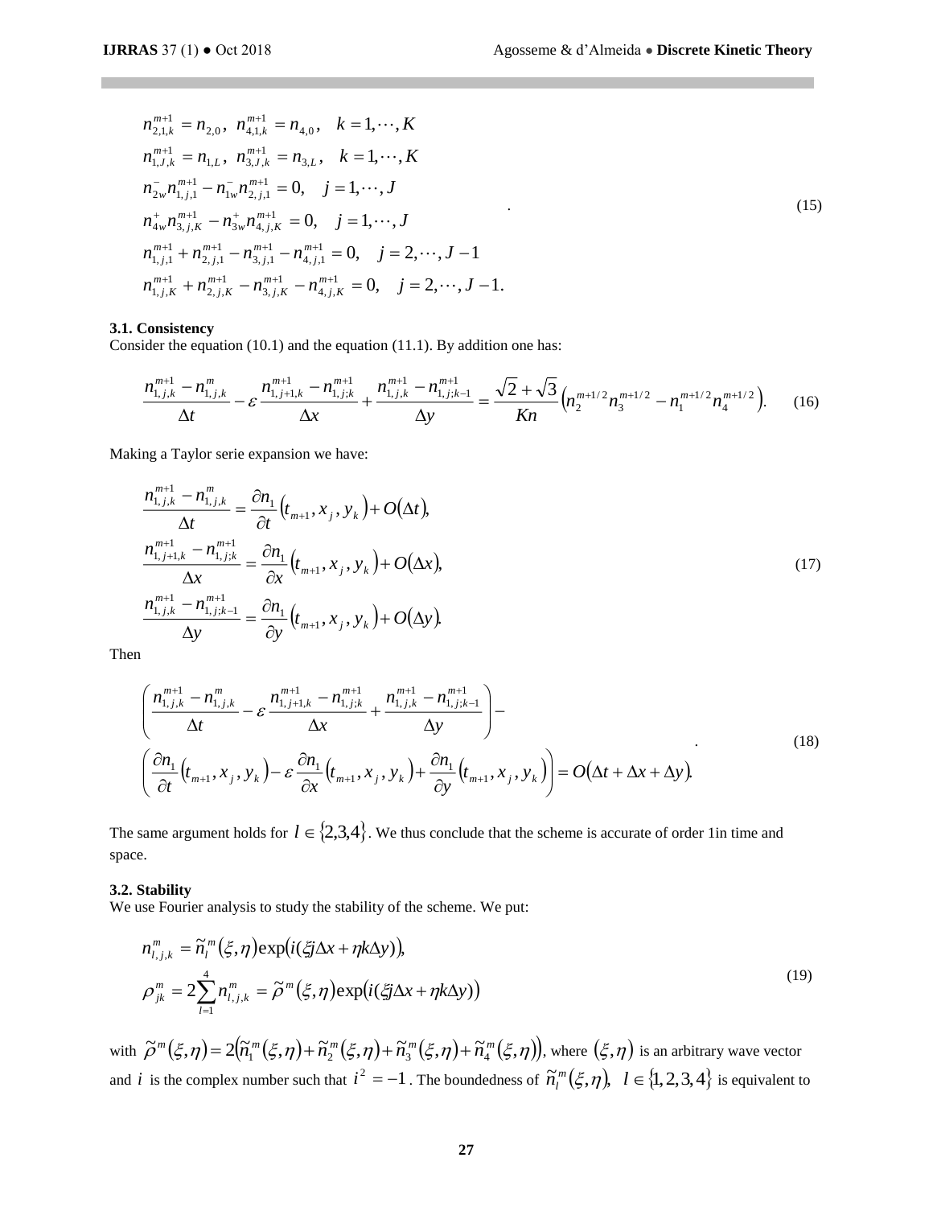$$
\begin{aligned}
&n_{2,1,k}^{m+1} = n_{2,0}, \; n_{4,1,k}^{m+1} = n_{4,0}, \quad k = 1,\cdots,K \\
&n_{1,J,k}^{m+1} = n_{1,L}, \; n_{3,J,k}^{m+1} = n_{3,L}, \quad k = 1,\cdots,K \\
&n_{2w}^{-} n_{1,j,1}^{m+1} - n_{1w}^{-} n_{2,j,1}^{m+1} = 0, \quad j = 1,\cdots,J \\
&n_{4w}^{+} n_{3,j,K}^{m+1} - n_{3w}^{+} n_{4,j,K}^{m+1} = 0, \quad j = 1,\cdots,J \\
&n_{1,j,1}^{m+1} + n_{2,j,1}^{m+1} - n_{3,j,1}^{m+1} - n_{4,j,1}^{m+1} = 0, \quad j = 2,\cdots,J-1 \\
&n_{1,j,K}^{m+1} + n_{2,j,K}^{m+1} - n_{3,j,K}^{m+1} - n_{4,j,K}^{m+1} = 0, \quad j = 2,\cdots,J-1.
\end{aligned}
\tag{15}
$$

### 3.1. Consistency

Consider the equation (10.1) and the equation (11.1). By addition one has:

$$
\frac{n_{1,j,k}^{m+1} - n_{1,j,k}^{m}}{\Delta t} - \varepsilon \frac{n_{1,j+1,k}^{m+1} - n_{1,j;k}^{m+1}}{\Delta x} + \frac{n_{1,j,k}^{m+1} - n_{1,j;k-1}^{m+1}}{\Delta y} = \frac{\sqrt{2}+\sqrt{3}}{Kn}\left(n_2^{m+1/2} n_3^{m+1/2} - n_1^{m+1/2} n_4^{m+1/2}\right). \tag{16}
$$

Making a Taylor serie expansion we have:

$$
\begin{aligned}
&\frac{n_{1,j,k}^{m+1} - n_{1,j,k}^{m}}{\Delta t} = \frac{\partial n_1}{\partial t}\left(t_{m+1}, x_j, y_k\right) + O(\Delta t), \\
&\frac{n_{1,j+1,k}^{m+1} - n_{1,j;k}^{m+1}}{\Delta x} = \frac{\partial n_1}{\partial x}\left(t_{m+1}, x_j, y_k\right) + O(\Delta x), \\
&\frac{n_{1,j,k}^{m+1} - n_{1,j;k-1}^{m+1}}{\Delta y} = \frac{\partial n_1}{\partial y}\left(t_{m+1}, x_j, y_k\right) + O(\Delta y).
\end{aligned}
\tag{17}
$$

Then

$$
\begin{aligned}
&\left(\frac{n_{1,j,k}^{m+1} - n_{1,j,k}^{m}}{\Delta t} - \varepsilon \frac{n_{1,j+1,k}^{m+1} - n_{1,j;k}^{m+1}}{\Delta x} + \frac{n_{1,j,k}^{m+1} - n_{1,j;k-1}^{m+1}}{\Delta y}\right) - \\
&\left(\frac{\partial n_1}{\partial t}\left(t_{m+1}, x_j, y_k\right) - \varepsilon \frac{\partial n_1}{\partial x}\left(t_{m+1}, x_j, y_k\right) + \frac{\partial n_1}{\partial y}\left(t_{m+1}, x_j, y_k\right)\right) = O(\Delta t + \Delta x + \Delta y).
\end{aligned}
\tag{18}
$$

The same argument holds for $l \in \{2,3,4\}$. We thus conclude that the scheme is accurate of order 1in time and space.

### 3.2. Stability

We use Fourier analysis to study the stability of the scheme. We put:

$$
\begin{aligned}
&n_{l,j,k}^{m} = \tilde{n}_l^{m}(\xi,\eta)\exp\left(i(\xi j\Delta x + \eta k\Delta y)\right), \\
&\rho_{jk}^{m} = 2\sum_{l=1}^{4} n_{l,j,k}^{m} = \tilde{\rho}^{m}(\xi,\eta)\exp\left(i(\xi j\Delta x + \eta k\Delta y)\right)
\end{aligned}
\tag{19}
$$

with $\tilde{\rho}^m(\xi,\eta) = 2\left(\tilde{n}_1^m(\xi,\eta) + \tilde{n}_2^m(\xi,\eta) + \tilde{n}_3^m(\xi,\eta) + \tilde{n}_4^m(\xi,\eta)\right)$, where $(\xi,\eta)$ is an arbitrary wave vector and $i$ is the complex number such that $i^2 = -1$. The boundedness of $\tilde{n}_l^m(\xi,\eta), \;\; l \in \{1,2,3,4\}$ is equivalent to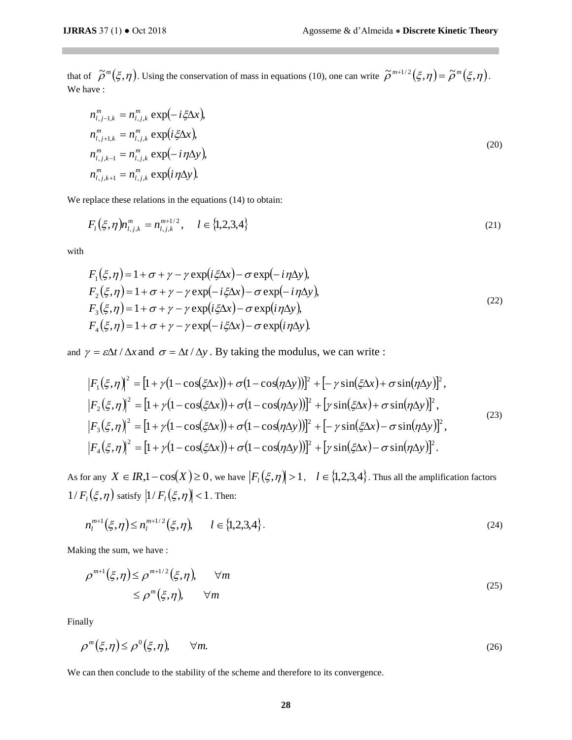that of $\tilde{\rho}^m(\xi,\eta)$. Using the conservation of mass in equations (10), one can write $\tilde{\rho}^{m+1/2}(\xi,\eta) = \tilde{\rho}^m(\xi,\eta)$. We have :

$$
\begin{aligned}
n_{l,j-1,k}^m &= n_{l,j,k}^m \exp(-i\xi\Delta x),\\
n_{l,j+1,k}^m &= n_{l,j,k}^m \exp(i\xi\Delta x),\\
n_{l,j,k-1}^m &= n_{l,j,k}^m \exp(-i\eta\Delta y),\\
n_{l,j,k+1}^m &= n_{l,j,k}^m \exp(i\eta\Delta y).
\end{aligned}
\tag{20}
$$

We replace these relations in the equations (14) to obtain:

$$
F_l(\xi,\eta) n_{l,j,k}^m = n_{l,j,k}^{m+1/2}, \quad l \in \{1,2,3,4\} \tag{21}
$$

with

$$
\begin{aligned}
F_1(\xi,\eta) &= 1+\sigma+\gamma-\gamma\exp(i\xi\Delta x)-\sigma\exp(-i\eta\Delta y),\\
F_2(\xi,\eta) &= 1+\sigma+\gamma-\gamma\exp(-i\xi\Delta x)-\sigma\exp(-i\eta\Delta y),\\
F_3(\xi,\eta) &= 1+\sigma+\gamma-\gamma\exp(i\xi\Delta x)-\sigma\exp(i\eta\Delta y),\\
F_4(\xi,\eta) &= 1+\sigma+\gamma-\gamma\exp(-i\xi\Delta x)-\sigma\exp(i\eta\Delta y).
\end{aligned}
\tag{22}
$$

and $\gamma = \varepsilon\Delta t/\Delta x$ and $\sigma = \Delta t/\Delta y$. By taking the modulus, we can write :

$$
\begin{aligned}
|F_1(\xi,\eta)|^2 &= [1+\gamma(1-\cos(\xi\Delta x))+\sigma(1-\cos(\eta\Delta y))]^2 + [-\gamma\sin(\xi\Delta x)+\sigma\sin(\eta\Delta y)]^2,\\
|F_2(\xi,\eta)|^2 &= [1+\gamma(1-\cos(\xi\Delta x))+\sigma(1-\cos(\eta\Delta y))]^2 + [\gamma\sin(\xi\Delta x)+\sigma\sin(\eta\Delta y)]^2,\\
|F_3(\xi,\eta)|^2 &= [1+\gamma(1-\cos(\xi\Delta x))+\sigma(1-\cos(\eta\Delta y))]^2 + [-\gamma\sin(\xi\Delta x)-\sigma\sin(\eta\Delta y)]^2,\\
|F_4(\xi,\eta)|^2 &= [1+\gamma(1-\cos(\xi\Delta x))+\sigma(1-\cos(\eta\Delta y))]^2 + [\gamma\sin(\xi\Delta x)-\sigma\sin(\eta\Delta y)]^2.
\end{aligned}
\tag{23}
$$

As for any $X \in IR, 1-\cos(X) \geq 0$, we have $|F_l(\xi,\eta)| > 1, \quad l \in \{1,2,3,4\}$. Thus all the amplification factors $1/F_l(\xi,\eta)$ satisfy $|1/F_l(\xi,\eta)| < 1$. Then:

$$
n_l^{m+1}(\xi,\eta) \leq n_l^{m+1/2}(\xi,\eta), \qquad l \in \{1,2,3,4\}. \tag{24}
$$

Making the sum, we have :

$$
\begin{aligned}
\rho^{m+1}(\xi,\eta) &\leq \rho^{m+1/2}(\xi,\eta), \qquad \forall m\\
&\leq \rho^m(\xi,\eta), \qquad \forall m
\end{aligned}
\tag{25}
$$

Finally

$$
\rho^m(\xi,\eta) \leq \rho^0(\xi,\eta), \qquad \forall m. \tag{26}
$$

We can then conclude to the stability of the scheme and therefore to its convergence.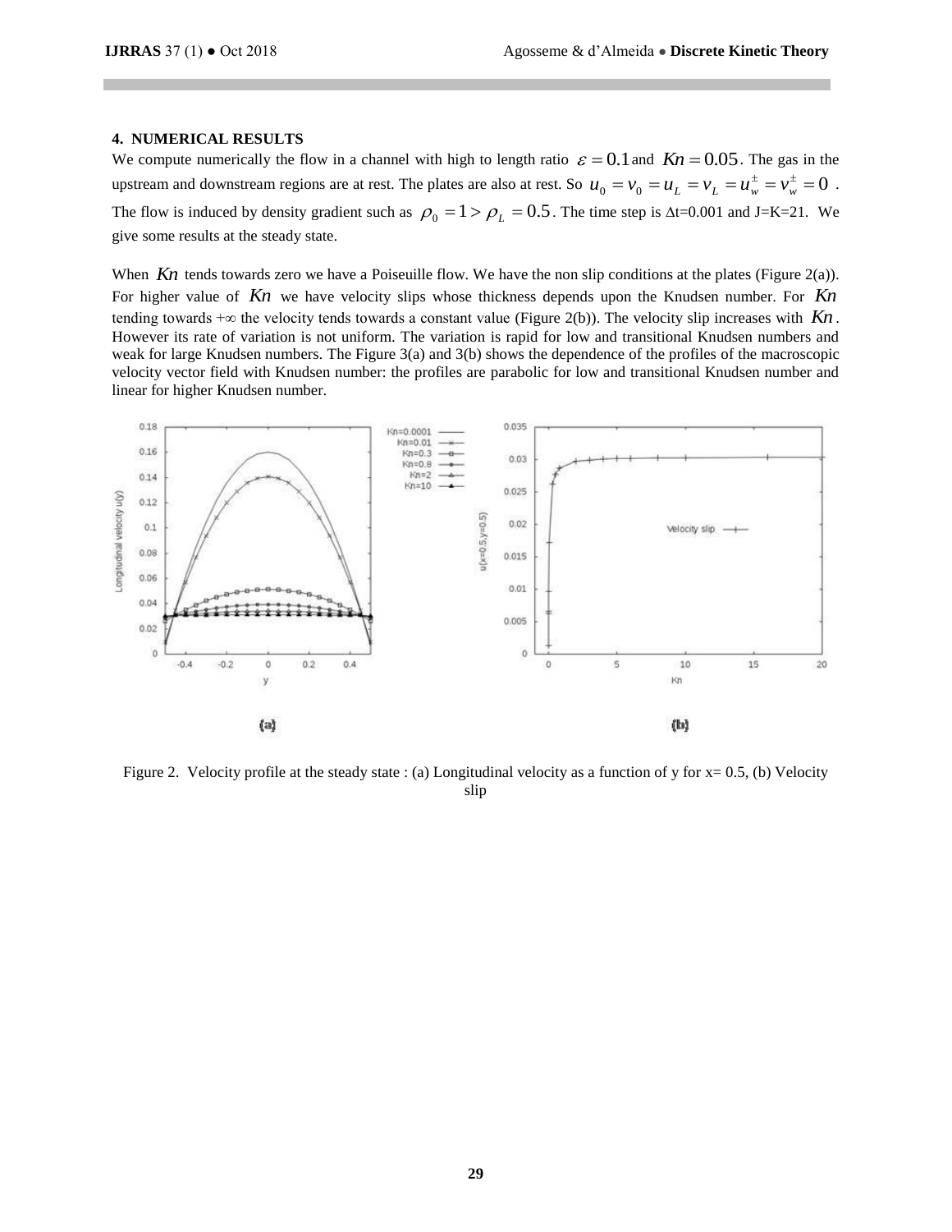## 4. NUMERICAL RESULTS

We compute numerically the flow in a channel with high to length ratio $\varepsilon = 0.1$ and $Kn = 0.05$. The gas in the upstream and downstream regions are at rest. The plates are also at rest. So $u_0 = v_0 = u_L = v_L = u_w^{\pm} = v_w^{\pm} = 0$. The flow is induced by density gradient such as $\rho_0 = 1 > \rho_L = 0.5$. The time step is Δt=0.001 and J=K=21. We give some results at the steady state.

When $Kn$ tends towards zero we have a Poiseuille flow. We have the non slip conditions at the plates (Figure 2(a)). For higher value of $Kn$ we have velocity slips whose thickness depends upon the Knudsen number. For $Kn$ tending towards +∞ the velocity tends towards a constant value (Figure 2(b)). The velocity slip increases with $Kn$. However its rate of variation is not uniform. The variation is rapid for low and transitional Knudsen numbers and weak for large Knudsen numbers. The Figure 3(a) and 3(b) shows the dependence of the profiles of the macroscopic velocity vector field with Knudsen number: the profiles are parabolic for low and transitional Knudsen number and linear for higher Knudsen number.

Figure 2. Velocity profile at the steady state : (a) Longitudinal velocity as a function of y for x= 0.5, (b) Velocity slip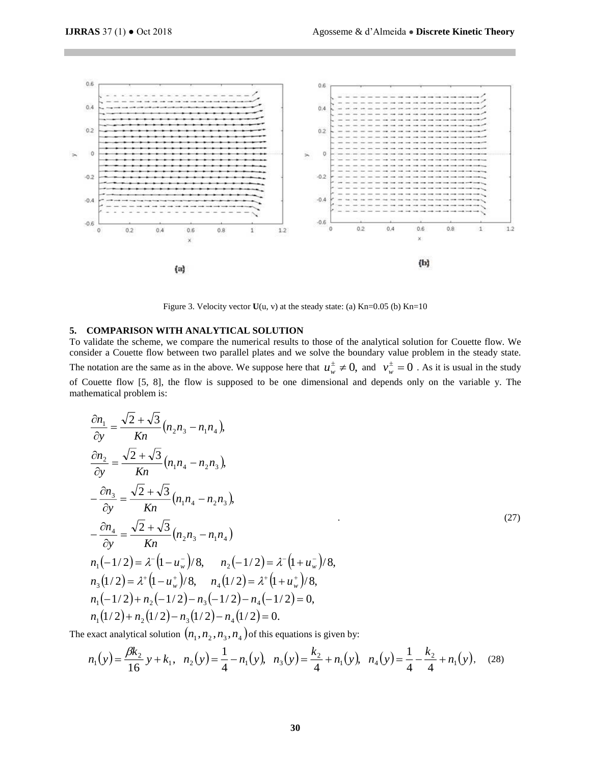Figure 3. Velocity vector **U**(u, v) at the steady state: (a) Kn=0.05 (b) Kn=10

## 5. COMPARISON WITH ANALYTICAL SOLUTION

To validate the scheme, we compare the numerical results to those of the analytical solution for Couette flow. We consider a Couette flow between two parallel plates and we solve the boundary value problem in the steady state. The notation are the same as in the above. We suppose here that $u_w^{\pm} \neq 0,$ and $v_w^{\pm} = 0$ . As it is usual in the study of Couette flow [5, 8], the flow is supposed to be one dimensional and depends only on the variable y. The mathematical problem is:

$$
\begin{aligned}
&\frac{\partial n_1}{\partial y} = \frac{\sqrt{2}+\sqrt{3}}{Kn}\left(n_2 n_3 - n_1 n_4\right),\\
&\frac{\partial n_2}{\partial y} = \frac{\sqrt{2}+\sqrt{3}}{Kn}\left(n_1 n_4 - n_2 n_3\right),\\
&-\frac{\partial n_3}{\partial y} = \frac{\sqrt{2}+\sqrt{3}}{Kn}\left(n_1 n_4 - n_2 n_3\right),\\
&-\frac{\partial n_4}{\partial y} = \frac{\sqrt{2}+\sqrt{3}}{Kn}\left(n_2 n_3 - n_1 n_4\right)\\
&n_1(-1/2) = \lambda^-\left(1-u_w^-\right)/8, \qquad n_2(-1/2) = \lambda^-\left(1+u_w^-\right)/8,\\
&n_3(1/2) = \lambda^+\left(1-u_w^+\right)/8, \qquad n_4(1/2) = \lambda^+\left(1+u_w^+\right)/8,\\
&n_1(-1/2) + n_2(-1/2) - n_3(-1/2) - n_4(-1/2) = 0,\\
&n_1(1/2) + n_2(1/2) - n_3(1/2) - n_4(1/2) = 0.
\end{aligned}
\tag{27}
$$

The exact analytical solution $(n_1, n_2, n_3, n_4)$ of this equations is given by:

$$
n_1(y) = \frac{\beta k_2}{16} y + k_1, \quad n_2(y) = \frac{1}{4} - n_1(y), \quad n_3(y) = \frac{k_2}{4} + n_1(y), \quad n_4(y) = \frac{1}{4} - \frac{k_2}{4} + n_1(y), \tag{28}
$$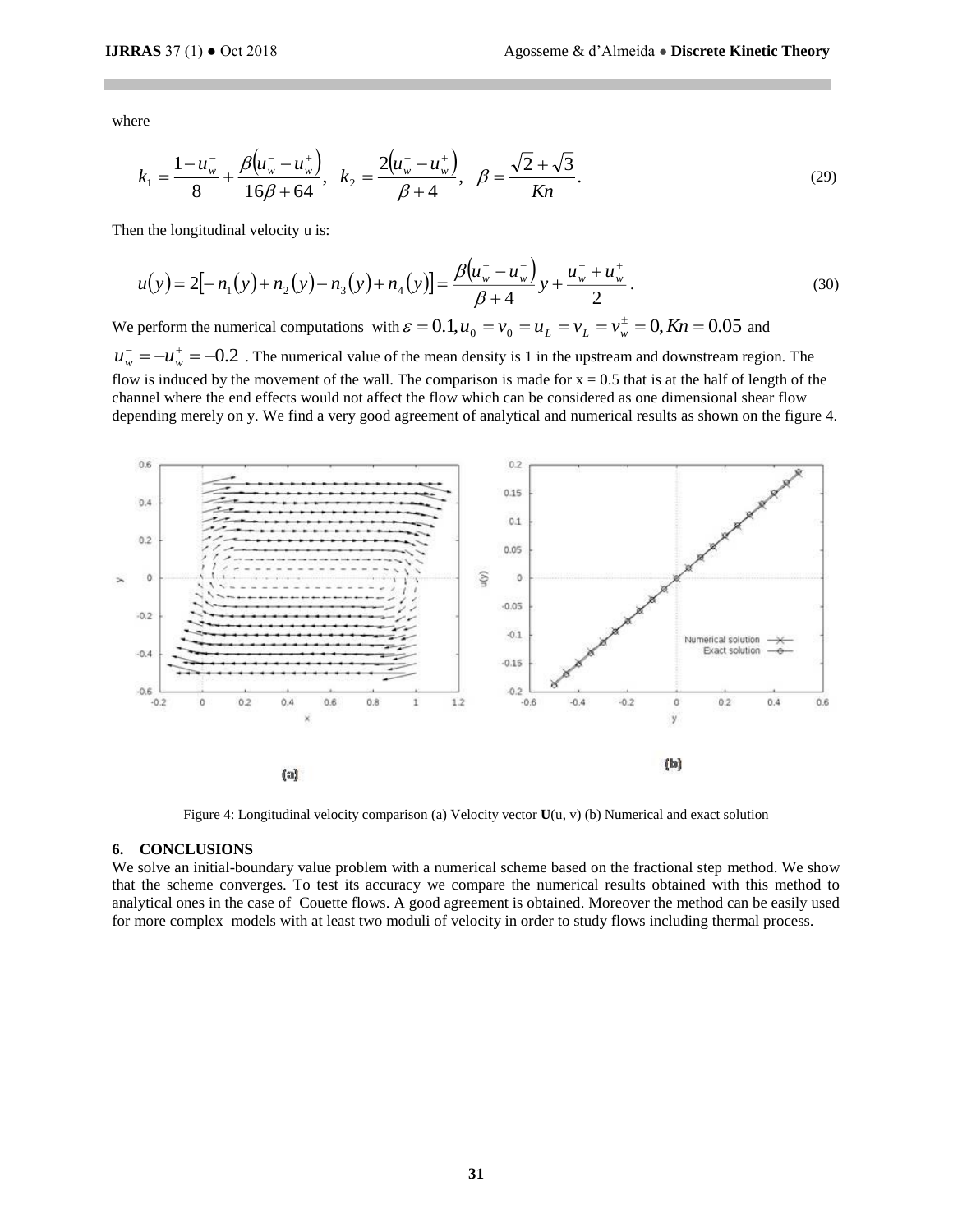where

$$k_1 = \frac{1-u_w^-}{8} + \frac{\beta(u_w^- - u_w^+)}{16\beta + 64}, \quad k_2 = \frac{2(u_w^- - u_w^+)}{\beta + 4}, \quad \beta = \frac{\sqrt{2}+\sqrt{3}}{Kn}. \tag{29}$$

Then the longitudinal velocity u is:

$$u(y) = 2[-n_1(y) + n_2(y) - n_3(y) + n_4(y)] = \frac{\beta(u_w^+ - u_w^-)}{\beta + 4} y + \frac{u_w^- + u_w^+}{2}. \tag{30}$$

We perform the numerical computations with $\varepsilon = 0.1, u_0 = v_0 = u_L = v_L = v_w^{\pm} = 0, Kn = 0.05$ and $u_w^- = -u_w^+ = -0.2$. The numerical value of the mean density is 1 in the upstream and downstream region. The flow is induced by the movement of the wall. The comparison is made for x = 0.5 that is at the half of length of the channel where the end effects would not affect the flow which can be considered as one dimensional shear flow depending merely on y. We find a very good agreement of analytical and numerical results as shown on the figure 4.

Figure 4: Longitudinal velocity comparison (a) Velocity vector **U**(u, v) (b) Numerical and exact solution

## 6. CONCLUSIONS

We solve an initial-boundary value problem with a numerical scheme based on the fractional step method. We show that the scheme converges. To test its accuracy we compare the numerical results obtained with this method to analytical ones in the case of Couette flows. A good agreement is obtained. Moreover the method can be easily used for more complex models with at least two moduli of velocity in order to study flows including thermal process.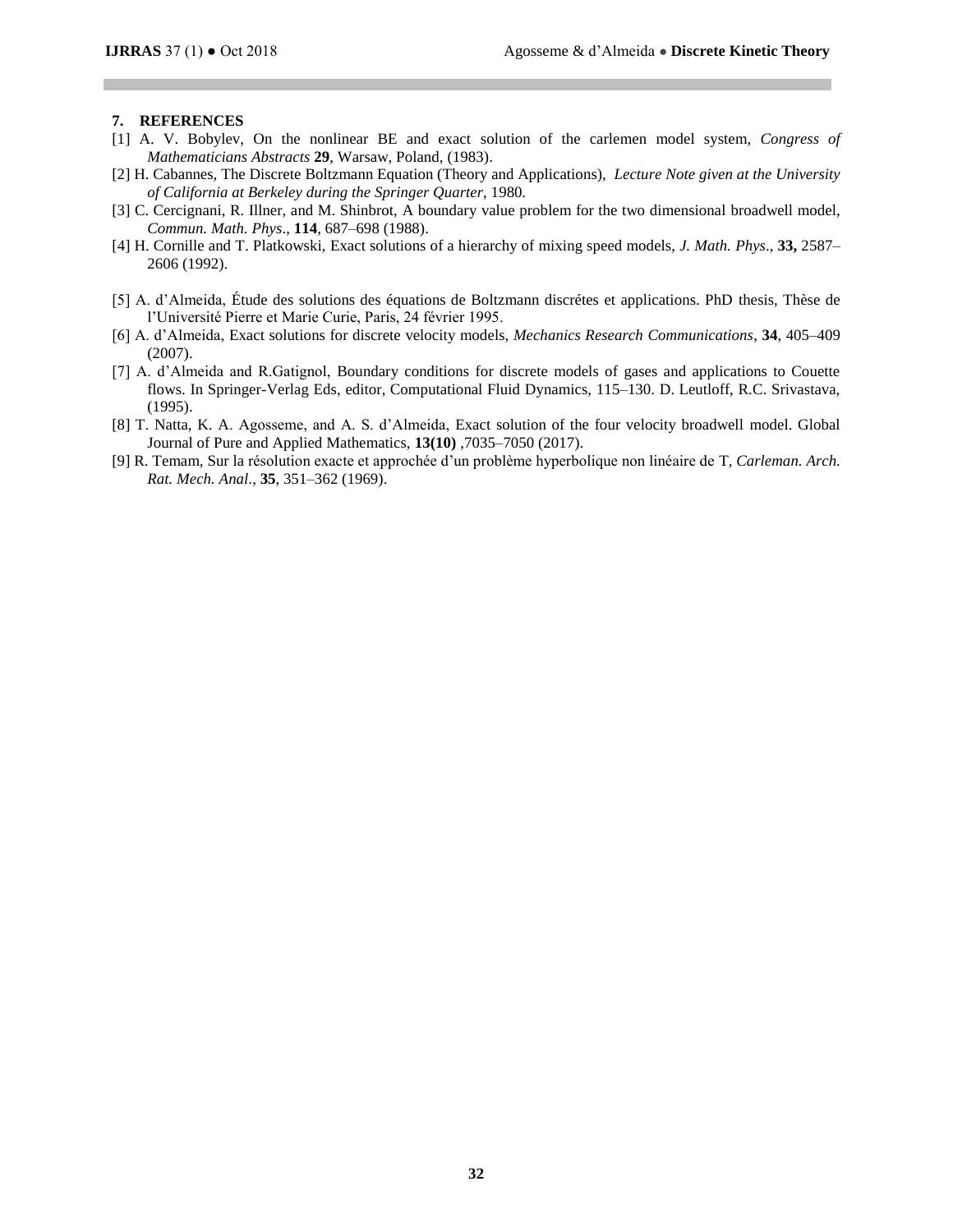## 7. REFERENCES

[1] A. V. Bobylev, On the nonlinear BE and exact solution of the carlemen model system, *Congress of Mathematicians Abstracts* **29**, Warsaw, Poland, (1983).

[2] H. Cabannes, The Discrete Boltzmann Equation (Theory and Applications), *Lecture Note given at the University of California at Berkeley during the Springer Quarter*, 1980.

[3] C. Cercignani, R. Illner, and M. Shinbrot, A boundary value problem for the two dimensional broadwell model, *Commun. Math. Phys*., **114**, 687–698 (1988).

[4] H. Cornille and T. Platkowski, Exact solutions of a hierarchy of mixing speed models, *J. Math. Phys*., **33,** 2587–2606 (1992).

[5] A. d'Almeida, Étude des solutions des équations de Boltzmann discrétes et applications. PhD thesis, Thèse de l'Université Pierre et Marie Curie, Paris, 24 février 1995.

[6] A. d'Almeida, Exact solutions for discrete velocity models, *Mechanics Research Communications*, **34**, 405–409 (2007).

[7] A. d'Almeida and R.Gatignol, Boundary conditions for discrete models of gases and applications to Couette flows. In Springer-Verlag Eds, editor, Computational Fluid Dynamics, 115–130. D. Leutloff, R.C. Srivastava, (1995).

[8] T. Natta, K. A. Agosseme, and A. S. d'Almeida, Exact solution of the four velocity broadwell model. Global Journal of Pure and Applied Mathematics, **13(10)** ,7035–7050 (2017).

[9] R. Temam, Sur la résolution exacte et approchée d'un problème hyperbolique non linéaire de T, *Carleman. Arch. Rat. Mech. Anal*., **35**, 351–362 (1969).